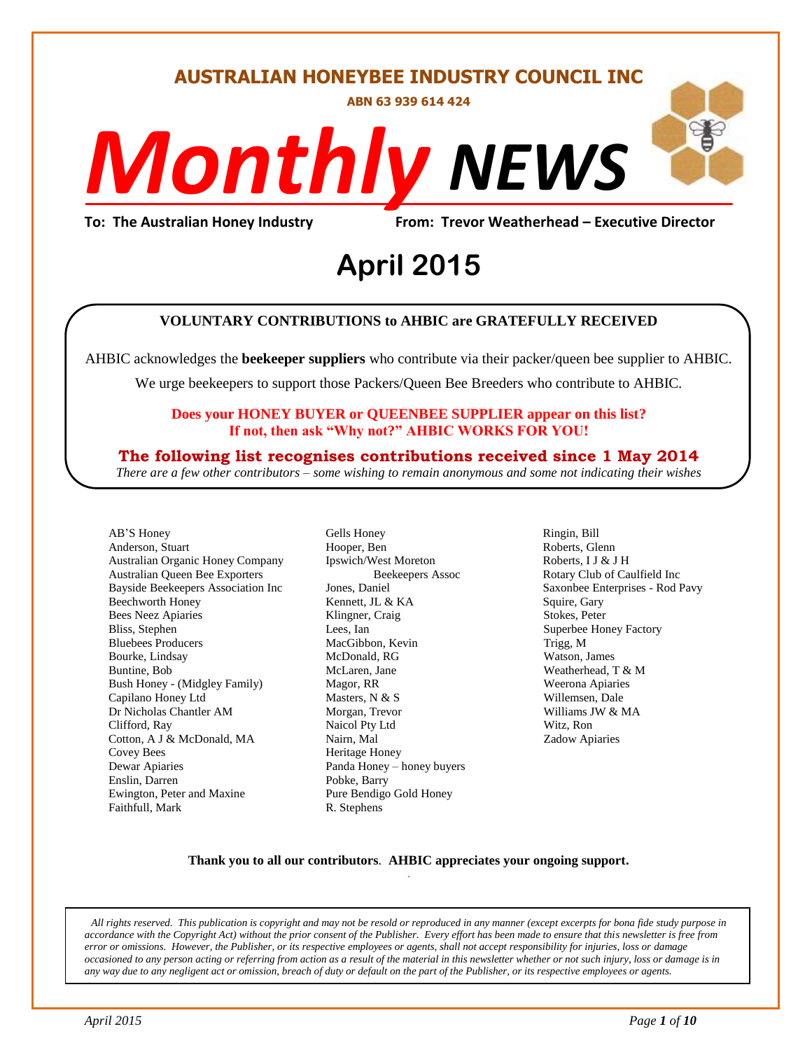# AUSTRALIAN HONEYBEE INDUSTRY COUNCIL INC

**ABN 63 939 614 424**

# *Monthly* NEWS

**To: The Australian Honey Industry** **From: Trevor Weatherhead – Executive Director**

## April 2015

**VOLUNTARY CONTRIBUTIONS to AHBIC are GRATEFULLY RECEIVED**

AHBIC acknowledges the **beekeeper suppliers** who contribute via their packer/queen bee supplier to AHBIC.

We urge beekeepers to support those Packers/Queen Bee Breeders who contribute to AHBIC.

**Does your HONEY BUYER or QUEENBEE SUPPLIER appear on this list?**
**If not, then ask "Why not?" AHBIC WORKS FOR YOU!**

**The following list recognises contributions received since 1 May 2014**

*There are a few other contributors – some wishing to remain anonymous and some not indicating their wishes*

AB'S Honey
Anderson, Stuart
Australian Organic Honey Company
Australian Queen Bee Exporters
Bayside Beekeepers Association Inc
Beechworth Honey
Bees Neez Apiaries
Bliss, Stephen
Bluebees Producers
Bourke, Lindsay
Buntine, Bob
Bush Honey - (Midgley Family)
Capilano Honey Ltd
Dr Nicholas Chantler AM
Clifford, Ray
Cotton, A J & McDonald, MA
Covey Bees
Dewar Apiaries
Enslin, Darren
Ewington, Peter and Maxine
Faithfull, Mark
Gells Honey
Hooper, Ben
Ipswich/West Moreton Beekeepers Assoc
Jones, Daniel
Kennett, JL & KA
Klingner, Craig
Lees, Ian
MacGibbon, Kevin
McDonald, RG
McLaren, Jane
Magor, RR
Masters, N & S
Morgan, Trevor
Naicol Pty Ltd
Nairn, Mal
Heritage Honey
Panda Honey – honey buyers
Pobke, Barry
Pure Bendigo Gold Honey
R. Stephens
Ringin, Bill
Roberts, Glenn
Roberts, I J & J H
Rotary Club of Caulfield Inc
Saxonbee Enterprises - Rod Pavy
Squire, Gary
Stokes, Peter
Superbee Honey Factory
Trigg, M
Watson, James
Weatherhead, T & M
Weerona Apiaries
Willemsen, Dale
Williams JW & MA
Witz, Ron
Zadow Apiaries

**Thank you to all our contributors**. **AHBIC appreciates your ongoing support.**

*All rights reserved. This publication is copyright and may not be resold or reproduced in any manner (except excerpts for bona fide study purpose in accordance with the Copyright Act) without the prior consent of the Publisher. Every effort has been made to ensure that this newsletter is free from error or omissions. However, the Publisher, or its respective employees or agents, shall not accept responsibility for injuries, loss or damage occasioned to any person acting or referring from action as a result of the material in this newsletter whether or not such injury, loss or damage is in any way due to any negligent act or omission, breach of duty or default on the part of the Publisher, or its respective employees or agents.*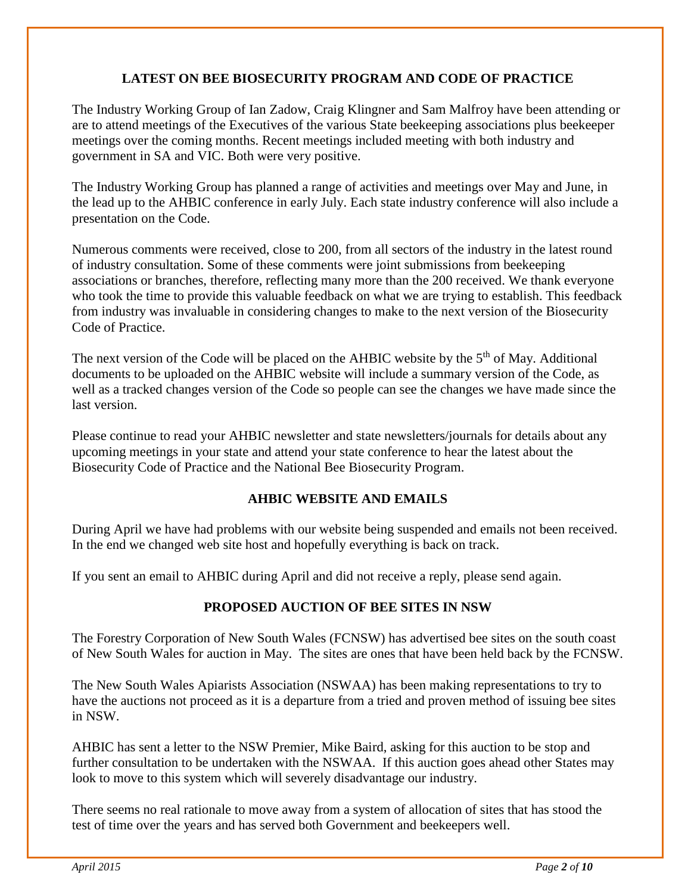## LATEST ON BEE BIOSECURITY PROGRAM AND CODE OF PRACTICE

The Industry Working Group of Ian Zadow, Craig Klingner and Sam Malfroy have been attending or are to attend meetings of the Executives of the various State beekeeping associations plus beekeeper meetings over the coming months. Recent meetings included meeting with both industry and government in SA and VIC. Both were very positive.

The Industry Working Group has planned a range of activities and meetings over May and June, in the lead up to the AHBIC conference in early July. Each state industry conference will also include a presentation on the Code.

Numerous comments were received, close to 200, from all sectors of the industry in the latest round of industry consultation. Some of these comments were joint submissions from beekeeping associations or branches, therefore, reflecting many more than the 200 received. We thank everyone who took the time to provide this valuable feedback on what we are trying to establish. This feedback from industry was invaluable in considering changes to make to the next version of the Biosecurity Code of Practice.

The next version of the Code will be placed on the AHBIC website by the 5th of May. Additional documents to be uploaded on the AHBIC website will include a summary version of the Code, as well as a tracked changes version of the Code so people can see the changes we have made since the last version.

Please continue to read your AHBIC newsletter and state newsletters/journals for details about any upcoming meetings in your state and attend your state conference to hear the latest about the Biosecurity Code of Practice and the National Bee Biosecurity Program.

## AHBIC WEBSITE AND EMAILS

During April we have had problems with our website being suspended and emails not been received. In the end we changed web site host and hopefully everything is back on track.

If you sent an email to AHBIC during April and did not receive a reply, please send again.

## PROPOSED AUCTION OF BEE SITES IN NSW

The Forestry Corporation of New South Wales (FCNSW) has advertised bee sites on the south coast of New South Wales for auction in May. The sites are ones that have been held back by the FCNSW.

The New South Wales Apiarists Association (NSWAA) has been making representations to try to have the auctions not proceed as it is a departure from a tried and proven method of issuing bee sites in NSW.

AHBIC has sent a letter to the NSW Premier, Mike Baird, asking for this auction to be stop and further consultation to be undertaken with the NSWAA. If this auction goes ahead other States may look to move to this system which will severely disadvantage our industry.

There seems no real rationale to move away from a system of allocation of sites that has stood the test of time over the years and has served both Government and beekeepers well.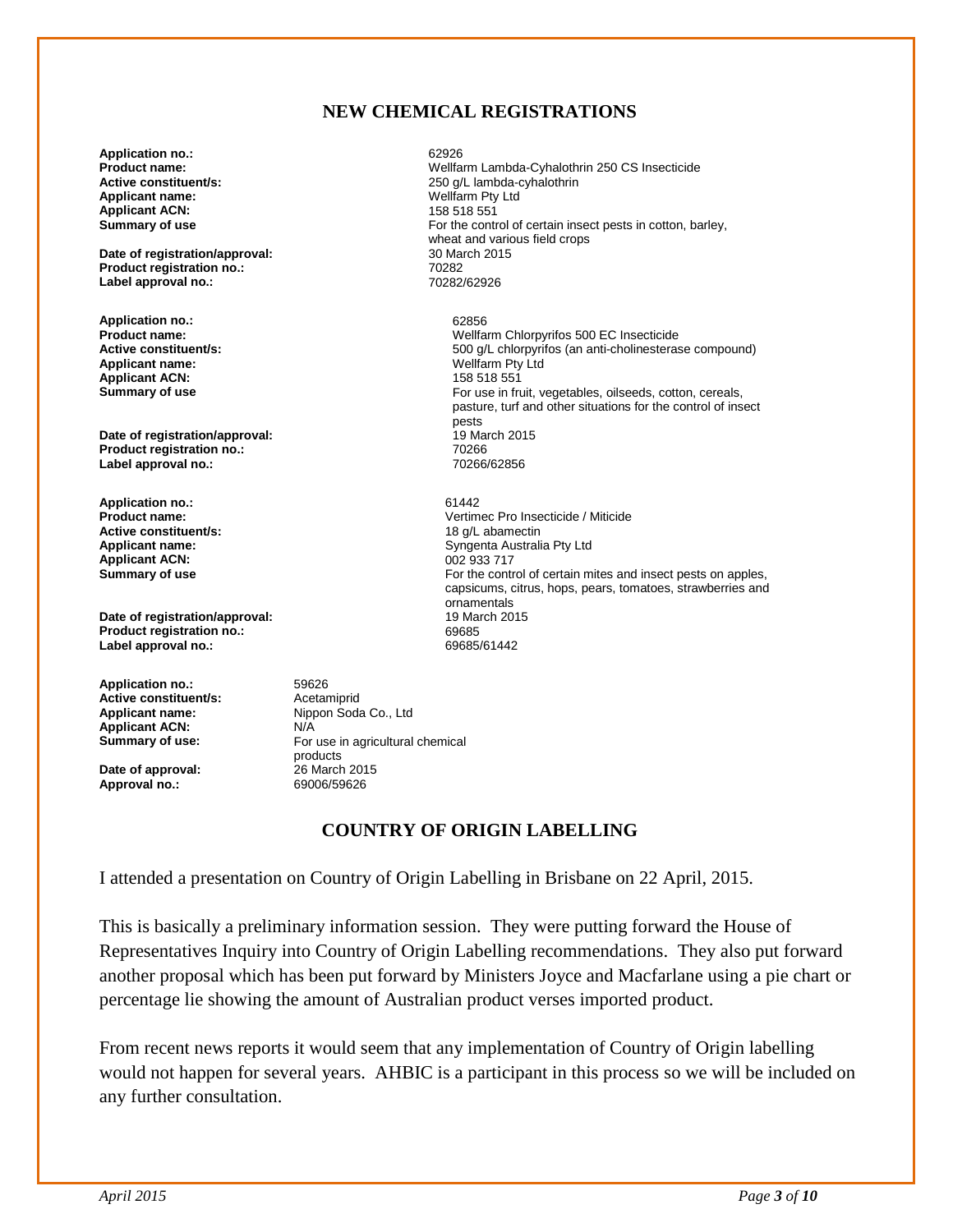## NEW CHEMICAL REGISTRATIONS

**Application no.:** 62926
**Product name:** Wellfarm Lambda-Cyhalothrin 250 CS Insecticide
**Active constituent/s:** 250 g/L lambda-cyhalothrin
**Applicant name:** Wellfarm Pty Ltd
**Applicant ACN:** 158 518 551
**Summary of use** For the control of certain insect pests in cotton, barley, wheat and various field crops
**Date of registration/approval:** 30 March 2015
**Product registration no.:** 70282
**Label approval no.:** 70282/62926

**Application no.:** 62856
**Product name:** Wellfarm Chlorpyrifos 500 EC Insecticide
**Active constituent/s:** 500 g/L chlorpyrifos (an anti-cholinesterase compound)
**Applicant name:** Wellfarm Pty Ltd
**Applicant ACN:** 158 518 551
**Summary of use** For use in fruit, vegetables, oilseeds, cotton, cereals, pasture, turf and other situations for the control of insect pests
**Date of registration/approval:** 19 March 2015
**Product registration no.:** 70266
**Label approval no.:** 70266/62856

**Application no.:** 61442
**Product name:** Vertimec Pro Insecticide / Miticide
**Active constituent/s:** 18 g/L abamectin
**Applicant name:** Syngenta Australia Pty Ltd
**Applicant ACN:** 002 933 717
**Summary of use** For the control of certain mites and insect pests on apples, capsicums, citrus, hops, pears, tomatoes, strawberries and ornamentals
**Date of registration/approval:** 19 March 2015
**Product registration no.:** 69685
**Label approval no.:** 69685/61442

**Application no.:** 59626
**Active constituent/s:** Acetamiprid
**Applicant name:** Nippon Soda Co., Ltd
**Applicant ACN:** N/A
**Summary of use:** For use in agricultural chemical products
**Date of approval:** 26 March 2015
**Approval no.:** 69006/59626

## COUNTRY OF ORIGIN LABELLING

I attended a presentation on Country of Origin Labelling in Brisbane on 22 April, 2015.

This is basically a preliminary information session. They were putting forward the House of Representatives Inquiry into Country of Origin Labelling recommendations. They also put forward another proposal which has been put forward by Ministers Joyce and Macfarlane using a pie chart or percentage lie showing the amount of Australian product verses imported product.

From recent news reports it would seem that any implementation of Country of Origin labelling would not happen for several years. AHBIC is a participant in this process so we will be included on any further consultation.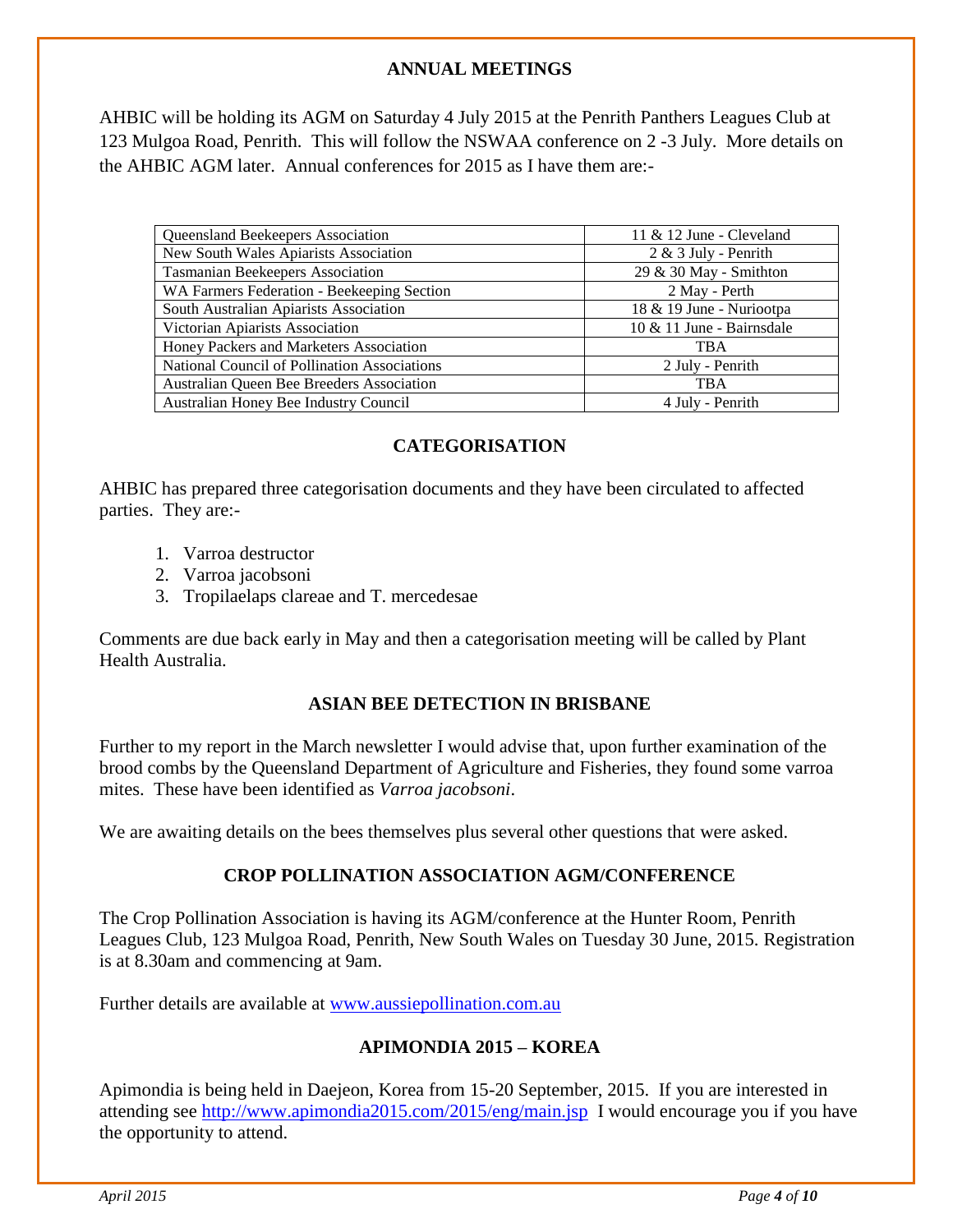## ANNUAL MEETINGS

AHBIC will be holding its AGM on Saturday 4 July 2015 at the Penrith Panthers Leagues Club at 123 Mulgoa Road, Penrith. This will follow the NSWAA conference on 2 -3 July. More details on the AHBIC AGM later. Annual conferences for 2015 as I have them are:-

| | |
|---|---|
| Queensland Beekeepers Association | 11 & 12 June - Cleveland |
| New South Wales Apiarists Association | 2 & 3 July - Penrith |
| Tasmanian Beekeepers Association | 29 & 30 May - Smithton |
| WA Farmers Federation - Beekeeping Section | 2 May - Perth |
| South Australian Apiarists Association | 18 & 19 June - Nuriootpa |
| Victorian Apiarists Association | 10 & 11 June - Bairnsdale |
| Honey Packers and Marketers Association | TBA |
| National Council of Pollination Associations | 2 July - Penrith |
| Australian Queen Bee Breeders Association | TBA |
| Australian Honey Bee Industry Council | 4 July - Penrith |

## CATEGORISATION

AHBIC has prepared three categorisation documents and they have been circulated to affected parties. They are:-

1. Varroa destructor
2. Varroa jacobsoni
3. Tropilaelaps clareae and T. mercedesae

Comments are due back early in May and then a categorisation meeting will be called by Plant Health Australia.

## ASIAN BEE DETECTION IN BRISBANE

Further to my report in the March newsletter I would advise that, upon further examination of the brood combs by the Queensland Department of Agriculture and Fisheries, they found some varroa mites. These have been identified as *Varroa jacobsoni*.

We are awaiting details on the bees themselves plus several other questions that were asked.

## CROP POLLINATION ASSOCIATION AGM/CONFERENCE

The Crop Pollination Association is having its AGM/conference at the Hunter Room, Penrith Leagues Club, 123 Mulgoa Road, Penrith, New South Wales on Tuesday 30 June, 2015. Registration is at 8.30am and commencing at 9am.

Further details are available at [www.aussiepollination.com.au](http://www.aussiepollination.com.au)

## APIMONDIA 2015 – KOREA

Apimondia is being held in Daejeon, Korea from 15-20 September, 2015. If you are interested in attending see [http://www.apimondia2015.com/2015/eng/main.jsp](http://www.apimondia2015.com/2015/eng/main.jsp) I would encourage you if you have the opportunity to attend.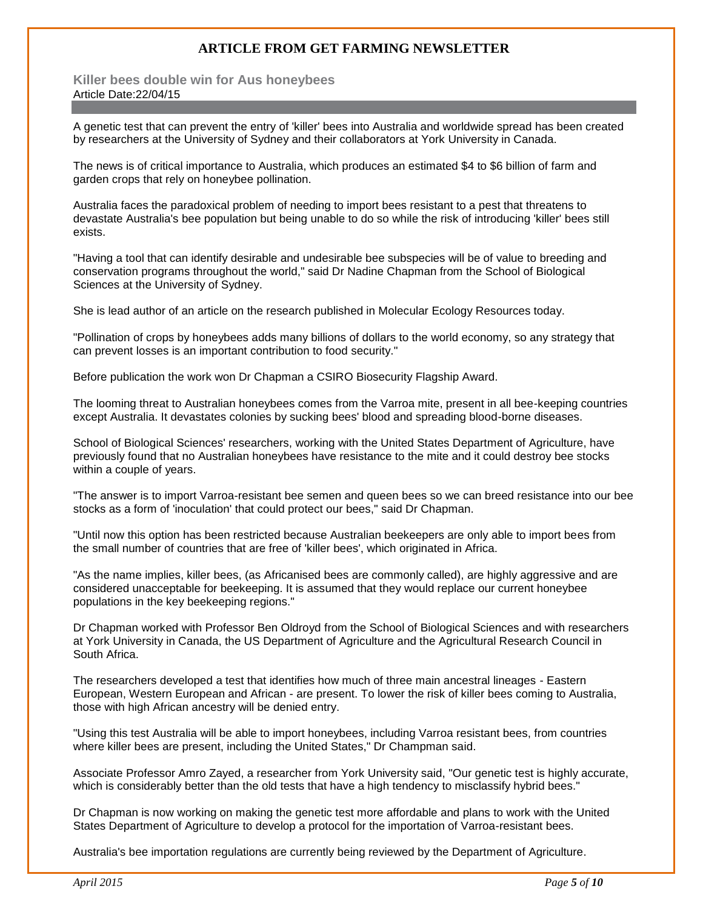## ARTICLE FROM GET FARMING NEWSLETTER

### Killer bees double win for Aus honeybees

Article Date:22/04/15

A genetic test that can prevent the entry of 'killer' bees into Australia and worldwide spread has been created by researchers at the University of Sydney and their collaborators at York University in Canada.

The news is of critical importance to Australia, which produces an estimated $4 to $6 billion of farm and garden crops that rely on honeybee pollination.

Australia faces the paradoxical problem of needing to import bees resistant to a pest that threatens to devastate Australia's bee population but being unable to do so while the risk of introducing 'killer' bees still exists.

"Having a tool that can identify desirable and undesirable bee subspecies will be of value to breeding and conservation programs throughout the world," said Dr Nadine Chapman from the School of Biological Sciences at the University of Sydney.

She is lead author of an article on the research published in Molecular Ecology Resources today.

"Pollination of crops by honeybees adds many billions of dollars to the world economy, so any strategy that can prevent losses is an important contribution to food security."

Before publication the work won Dr Chapman a CSIRO Biosecurity Flagship Award.

The looming threat to Australian honeybees comes from the Varroa mite, present in all bee-keeping countries except Australia. It devastates colonies by sucking bees' blood and spreading blood-borne diseases.

School of Biological Sciences' researchers, working with the United States Department of Agriculture, have previously found that no Australian honeybees have resistance to the mite and it could destroy bee stocks within a couple of years.

"The answer is to import Varroa-resistant bee semen and queen bees so we can breed resistance into our bee stocks as a form of 'inoculation' that could protect our bees," said Dr Chapman.

"Until now this option has been restricted because Australian beekeepers are only able to import bees from the small number of countries that are free of 'killer bees', which originated in Africa.

"As the name implies, killer bees, (as Africanised bees are commonly called), are highly aggressive and are considered unacceptable for beekeeping. It is assumed that they would replace our current honeybee populations in the key beekeeping regions."

Dr Chapman worked with Professor Ben Oldroyd from the School of Biological Sciences and with researchers at York University in Canada, the US Department of Agriculture and the Agricultural Research Council in South Africa.

The researchers developed a test that identifies how much of three main ancestral lineages - Eastern European, Western European and African - are present. To lower the risk of killer bees coming to Australia, those with high African ancestry will be denied entry.

"Using this test Australia will be able to import honeybees, including Varroa resistant bees, from countries where killer bees are present, including the United States," Dr Champman said.

Associate Professor Amro Zayed, a researcher from York University said, "Our genetic test is highly accurate, which is considerably better than the old tests that have a high tendency to misclassify hybrid bees."

Dr Chapman is now working on making the genetic test more affordable and plans to work with the United States Department of Agriculture to develop a protocol for the importation of Varroa-resistant bees.

Australia's bee importation regulations are currently being reviewed by the Department of Agriculture.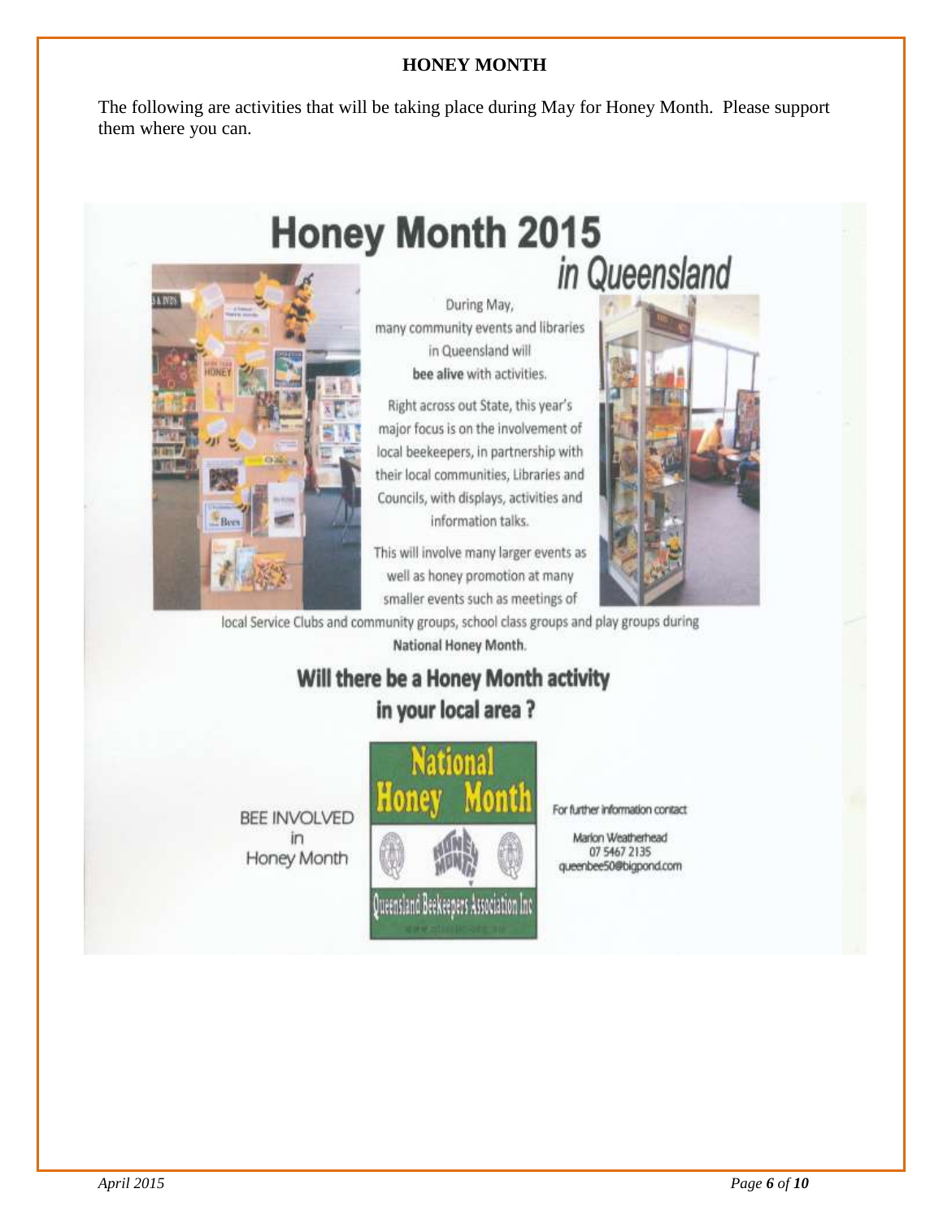# HONEY MONTH

The following are activities that will be taking place during May for Honey Month. Please support them where you can.

## Honey Month 2015 *in Queensland*

During May, many community events and libraries in Queensland will **bee alive** with activities.

Right across out State, this year's major focus is on the involvement of local beekeepers, in partnership with their local communities, Libraries and Councils, with displays, activities and information talks.

This will involve many larger events as well as honey promotion at many smaller events such as meetings of local Service Clubs and community groups, school class groups and play groups during **National Honey Month**.

### Will there be a Honey Month activity in your local area ?

BEE INVOLVED in Honey Month

National Honey Month

Queensland Beekeepers Association Inc

For further information contact

Marion Weatherhead
07 5467 2135
queenbee50@bigpond.com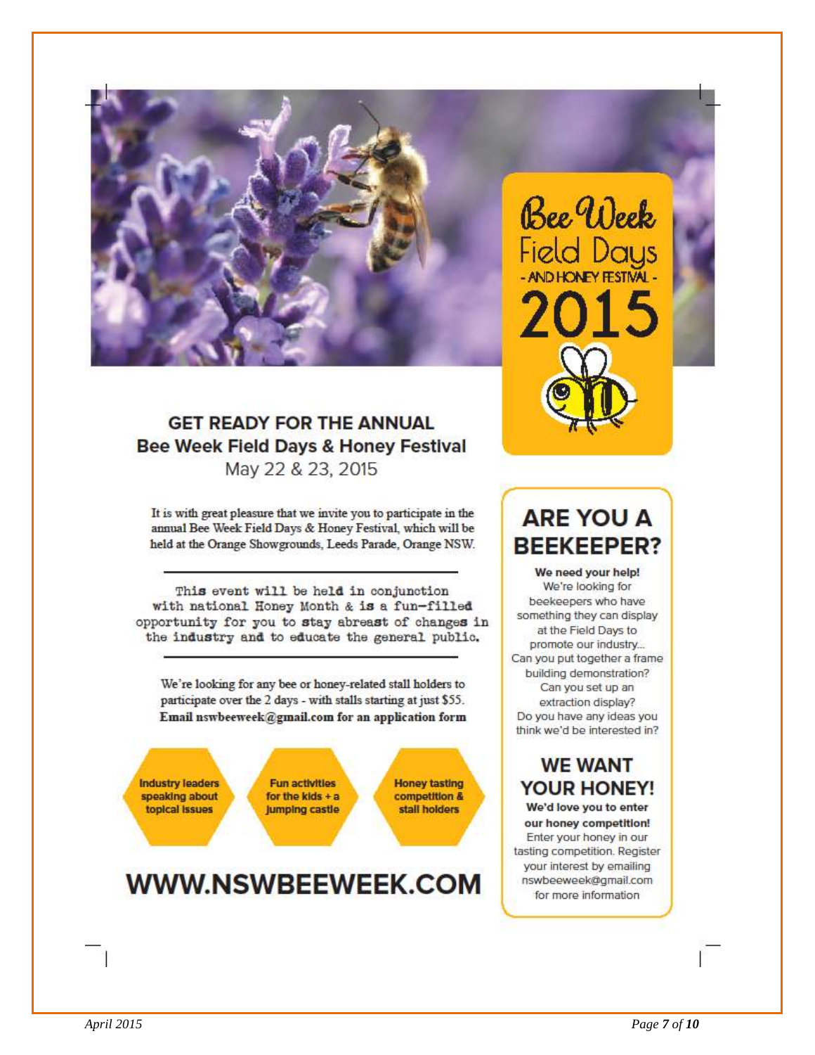Bee Week Field Days - AND HONEY FESTIVAL - 2015

## GET READY FOR THE ANNUAL Bee Week Field Days & Honey Festival

May 22 & 23, 2015

It is with great pleasure that we invite you to participate in the annual Bee Week Field Days & Honey Festival, which will be held at the Orange Showgrounds, Leeds Parade, Orange NSW.

---

This event will be held in conjunction with national Honey Month & is a fun-filled opportunity for you to stay abreast of changes in the industry and to educate the general public.

---

We're looking for any bee or honey-related stall holders to participate over the 2 days - with stalls starting at just $55. **Email nswbeeweek@gmail.com for an application form**

- **Industry leaders speaking about topical issues**
- **Fun activities for the kids + a jumping castle**
- **Honey tasting competition & stall holders**

# WWW.NSWBEEWEEK.COM

## ARE YOU A BEEKEEPER?

**We need your help!**
We're looking for beekeepers who have something they can display at the Field Days to promote our industry...
Can you put together a frame building demonstration?
Can you set up an extraction display?
Do you have any ideas you think we'd be interested in?

## WE WANT YOUR HONEY!

**We'd love you to enter our honey competition!**
Enter your honey in our tasting competition. Register your interest by emailing nswbeeweek@gmail.com for more information

*April 2015*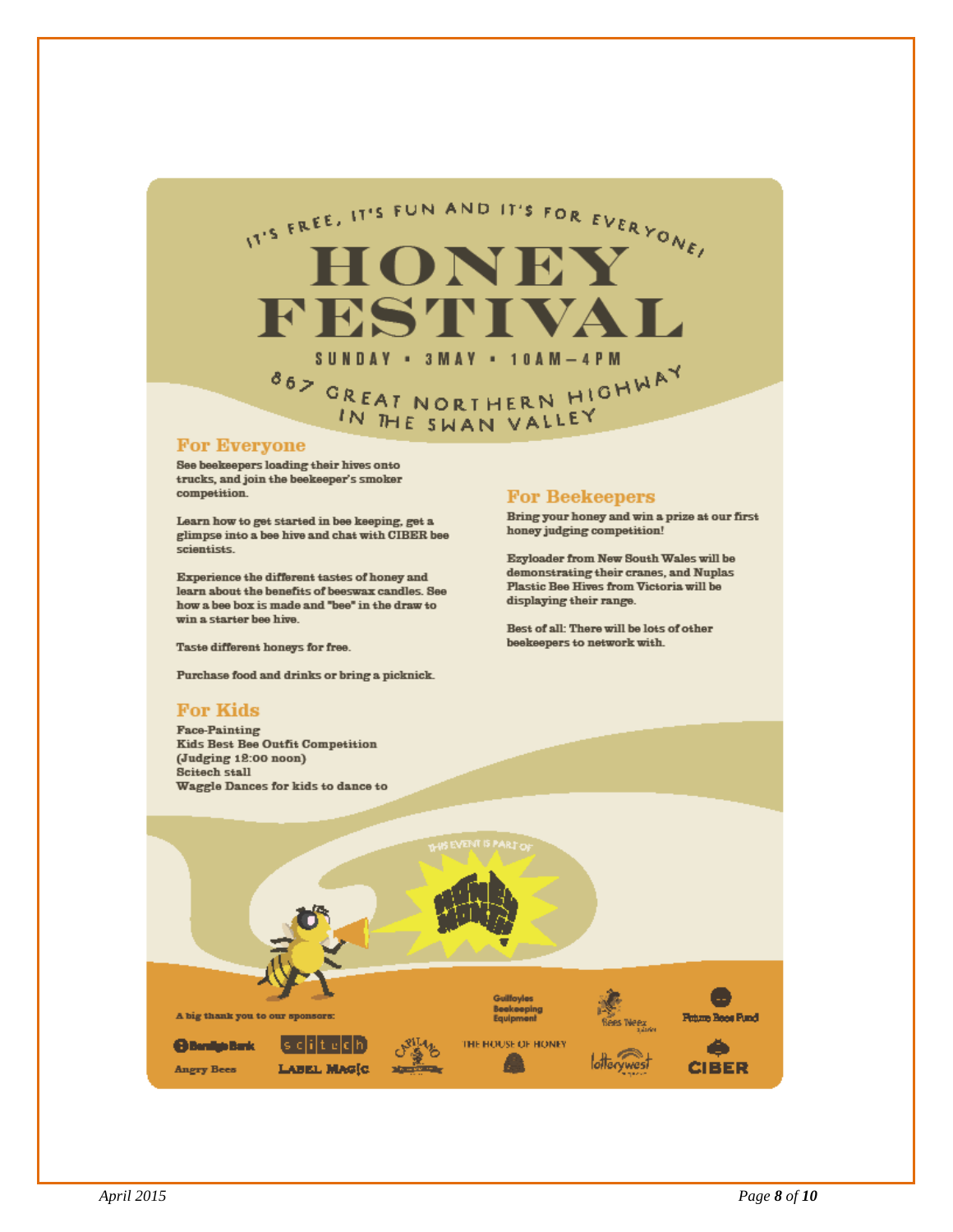IT'S FREE, IT'S FUN AND IT'S FOR EVERYONE!

# HONEY FESTIVAL

SUNDAY • 3 MAY • 10AM – 4PM

867 GREAT NORTHERN HIGHWAY IN THE SWAN VALLEY

## For Everyone

See beekeepers loading their hives onto trucks, and join the beekeeper's smoker competition.

Learn how to get started in bee keeping, get a glimpse into a bee hive and chat with CIBER bee scientists.

Experience the different tastes of honey and learn about the benefits of beeswax candles. See how a bee box is made and "bee" in the draw to win a starter bee hive.

Taste different honeys for free.

Purchase food and drinks or bring a picknick.

## For Kids

Face-Painting
Kids Best Bee Outfit Competition (Judging 12:00 noon)
Scitech stall
Waggle Dances for kids to dance to

## For Beekeepers

Bring your honey and win a prize at our first honey judging competition!

Ezyloader from New South Wales will be demonstrating their cranes, and Nuplas Plastic Bee Hives from Victoria will be displaying their range.

Best of all: There will be lots of other beekeepers to network with.

THIS EVENT IS PART OF HONEY MONTH

A big thank you to our sponsors:

Bendigo Bank, Angry Bees, scitech, Label Magic, Capilano, Guilfoyles Beekeeping Equipment, The House of Honey, Bees Neez, Lotterywest, Future Bees Fund, CIBER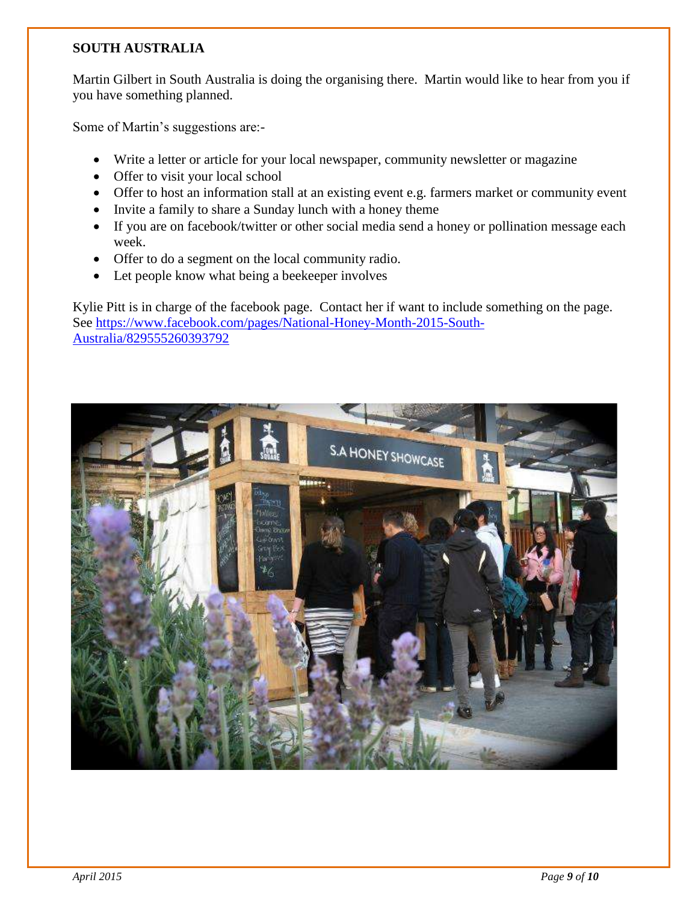## SOUTH AUSTRALIA

Martin Gilbert in South Australia is doing the organising there. Martin would like to hear from you if you have something planned.

Some of Martin's suggestions are:-

- Write a letter or article for your local newspaper, community newsletter or magazine
- Offer to visit your local school
- Offer to host an information stall at an existing event e.g. farmers market or community event
- Invite a family to share a Sunday lunch with a honey theme
- If you are on facebook/twitter or other social media send a honey or pollination message each week.
- Offer to do a segment on the local community radio.
- Let people know what being a beekeeper involves

Kylie Pitt is in charge of the facebook page. Contact her if want to include something on the page. See https://www.facebook.com/pages/National-Honey-Month-2015-South-Australia/829555260393792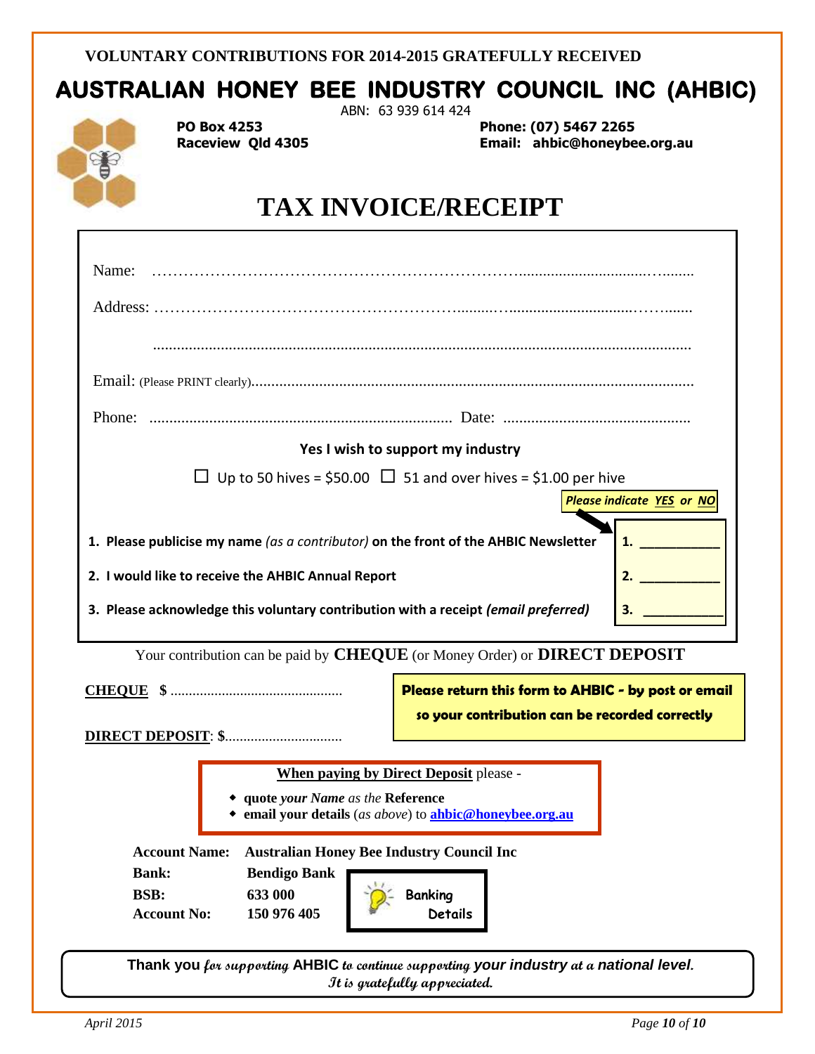**VOLUNTARY CONTRIBUTIONS FOR 2014-2015 GRATEFULLY RECEIVED**

# AUSTRALIAN HONEY BEE INDUSTRY COUNCIL INC (AHBIC)

ABN: 63 939 614 424

**PO Box 4253**
**Raceview Qld 4305**

**Phone: (07) 5467 2265**
**Email: ahbic@honeybee.org.au**

# TAX INVOICE/RECEIPT

Name: ……………………………………………………………………………………………

Address: ……………………………………………………………………………………………

……………………………………………………………………………………………

Email: (Please PRINT clearly)……………………………………………………………………

Phone: ……………………………………………… Date: ………………………………………

**Yes I wish to support my industry**

☐ Up to 50 hives = $50.00 ☐ 51 and over hives = $1.00 per hive

***Please indicate YES or NO***

1. **Please publicise my name** *(as a contributor)* **on the front of the AHBIC Newsletter** — **1.** ______
2. **I would like to receive the AHBIC Annual Report** — **2.** ______
3. **Please acknowledge this voluntary contribution with a receipt** ***(email preferred)*** — **3.** ______

Your contribution can be paid by **CHEQUE** (or Money Order) or **DIRECT DEPOSIT**

**CHEQUE** $ ……………………………

**DIRECT DEPOSIT**: $……………………………

**Please return this form to AHBIC - by post or email so your contribution can be recorded correctly**

**When paying by Direct Deposit** please -

- **quote** ***your Name*** *as the* **Reference**
- **email your details** (*as above*) to **ahbic@honeybee.org.au**

| | |
|---|---|
| **Account Name:** | **Australian Honey Bee Industry Council Inc** |
| **Bank:** | **Bendigo Bank** |
| **BSB:** | **633 000** |
| **Account No:** | **150 976 405** |

Banking Details

**Thank you** *for supporting* **AHBIC** *to continue supporting* ***your industry*** *at a* ***national level.*** *It is gratefully appreciated.*

*April 2015*